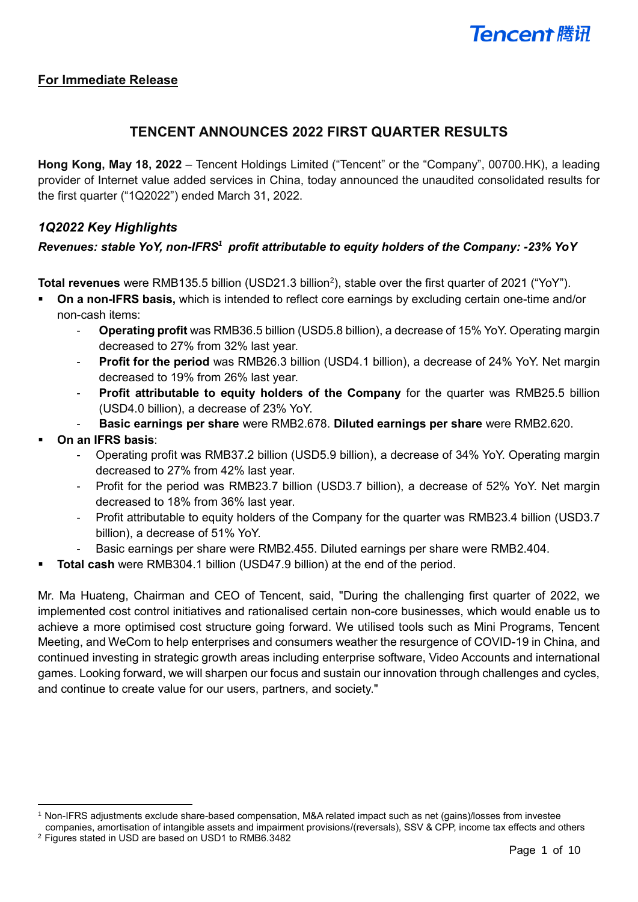**For Immediate Release**

# TENCENT ANNOUNCES 2022 FIRST QUARTER RESULTS

**Hong Kong, May 18, 2022** – Tencent Holdings Limited ("Tencent" or the "Company", 00700.HK), a leading provider of Internet value added services in China, today announced the unaudited consolidated results for the first quarter ("1Q2022") ended March 31, 2022.

## *1Q2022 Key Highlights*

***Revenues: stable YoY, non-IFRS[1] profit attributable to equity holders of the Company: -23% YoY***

**Total revenues** were RMB135.5 billion (USD21.3 billion[2]), stable over the first quarter of 2021 ("YoY").

- **On a non-IFRS basis,** which is intended to reflect core earnings by excluding certain one-time and/or non-cash items:
  - **Operating profit** was RMB36.5 billion (USD5.8 billion), a decrease of 15% YoY. Operating margin decreased to 27% from 32% last year.
  - **Profit for the period** was RMB26.3 billion (USD4.1 billion), a decrease of 24% YoY. Net margin decreased to 19% from 26% last year.
  - **Profit attributable to equity holders of the Company** for the quarter was RMB25.5 billion (USD4.0 billion), a decrease of 23% YoY.
  - **Basic earnings per share** were RMB2.678. **Diluted earnings per share** were RMB2.620.
- **On an IFRS basis**:
  - Operating profit was RMB37.2 billion (USD5.9 billion), a decrease of 34% YoY. Operating margin decreased to 27% from 42% last year.
  - Profit for the period was RMB23.7 billion (USD3.7 billion), a decrease of 52% YoY. Net margin decreased to 18% from 36% last year.
  - Profit attributable to equity holders of the Company for the quarter was RMB23.4 billion (USD3.7 billion), a decrease of 51% YoY.
  - Basic earnings per share were RMB2.455. Diluted earnings per share were RMB2.404.
- **Total cash** were RMB304.1 billion (USD47.9 billion) at the end of the period.

Mr. Ma Huateng, Chairman and CEO of Tencent, said, "During the challenging first quarter of 2022, we implemented cost control initiatives and rationalised certain non-core businesses, which would enable us to achieve a more optimised cost structure going forward. We utilised tools such as Mini Programs, Tencent Meeting, and WeCom to help enterprises and consumers weather the resurgence of COVID-19 in China, and continued investing in strategic growth areas including enterprise software, Video Accounts and international games. Looking forward, we will sharpen our focus and sustain our innovation through challenges and cycles, and continue to create value for our users, partners, and society."

---

[1] Non-IFRS adjustments exclude share-based compensation, M&A related impact such as net (gains)/losses from investee companies, amortisation of intangible assets and impairment provisions/(reversals), SSV & CPP, income tax effects and others

[2] Figures stated in USD are based on USD1 to RMB6.3482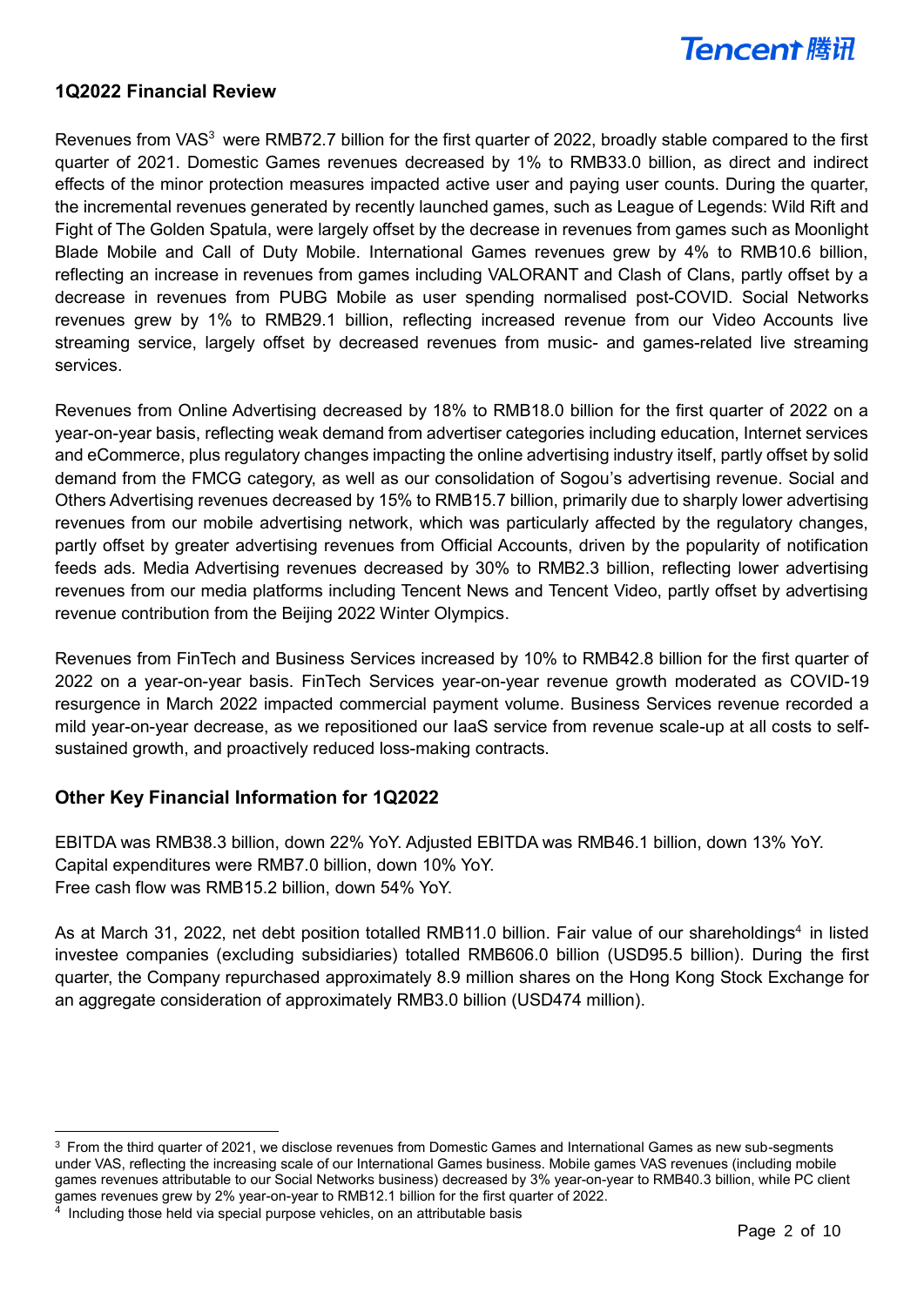## 1Q2022 Financial Review

Revenues from VAS[3] were RMB72.7 billion for the first quarter of 2022, broadly stable compared to the first quarter of 2021. Domestic Games revenues decreased by 1% to RMB33.0 billion, as direct and indirect effects of the minor protection measures impacted active user and paying user counts. During the quarter, the incremental revenues generated by recently launched games, such as League of Legends: Wild Rift and Fight of The Golden Spatula, were largely offset by the decrease in revenues from games such as Moonlight Blade Mobile and Call of Duty Mobile. International Games revenues grew by 4% to RMB10.6 billion, reflecting an increase in revenues from games including VALORANT and Clash of Clans, partly offset by a decrease in revenues from PUBG Mobile as user spending normalised post-COVID. Social Networks revenues grew by 1% to RMB29.1 billion, reflecting increased revenue from our Video Accounts live streaming service, largely offset by decreased revenues from music- and games-related live streaming services.

Revenues from Online Advertising decreased by 18% to RMB18.0 billion for the first quarter of 2022 on a year-on-year basis, reflecting weak demand from advertiser categories including education, Internet services and eCommerce, plus regulatory changes impacting the online advertising industry itself, partly offset by solid demand from the FMCG category, as well as our consolidation of Sogou's advertising revenue. Social and Others Advertising revenues decreased by 15% to RMB15.7 billion, primarily due to sharply lower advertising revenues from our mobile advertising network, which was particularly affected by the regulatory changes, partly offset by greater advertising revenues from Official Accounts, driven by the popularity of notification feeds ads. Media Advertising revenues decreased by 30% to RMB2.3 billion, reflecting lower advertising revenues from our media platforms including Tencent News and Tencent Video, partly offset by advertising revenue contribution from the Beijing 2022 Winter Olympics.

Revenues from FinTech and Business Services increased by 10% to RMB42.8 billion for the first quarter of 2022 on a year-on-year basis. FinTech Services year-on-year revenue growth moderated as COVID-19 resurgence in March 2022 impacted commercial payment volume. Business Services revenue recorded a mild year-on-year decrease, as we repositioned our IaaS service from revenue scale-up at all costs to self-sustained growth, and proactively reduced loss-making contracts.

## Other Key Financial Information for 1Q2022

EBITDA was RMB38.3 billion, down 22% YoY. Adjusted EBITDA was RMB46.1 billion, down 13% YoY.
Capital expenditures were RMB7.0 billion, down 10% YoY.
Free cash flow was RMB15.2 billion, down 54% YoY.

As at March 31, 2022, net debt position totalled RMB11.0 billion. Fair value of our shareholdings[4] in listed investee companies (excluding subsidiaries) totalled RMB606.0 billion (USD95.5 billion). During the first quarter, the Company repurchased approximately 8.9 million shares on the Hong Kong Stock Exchange for an aggregate consideration of approximately RMB3.0 billion (USD474 million).

---

[3] From the third quarter of 2021, we disclose revenues from Domestic Games and International Games as new sub-segments under VAS, reflecting the increasing scale of our International Games business. Mobile games VAS revenues (including mobile games revenues attributable to our Social Networks business) decreased by 3% year-on-year to RMB40.3 billion, while PC client games revenues grew by 2% year-on-year to RMB12.1 billion for the first quarter of 2022.

[4] Including those held via special purpose vehicles, on an attributable basis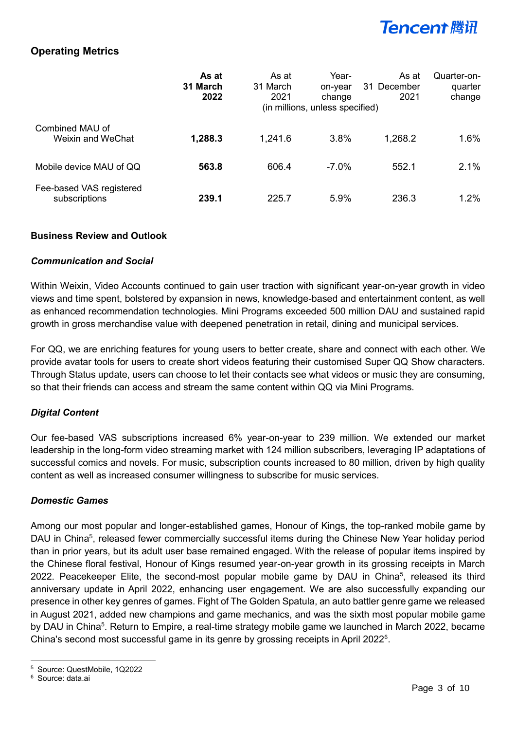## Operating Metrics

| | As at 31 March 2022 | As at 31 March 2021 | Year-on-year change | As at 31 December 2021 | Quarter-on-quarter change |
|---|---|---|---|---|---|
| | | (in millions, unless specified) | | | |
| Combined MAU of Weixin and WeChat | **1,288.3** | 1,241.6 | 3.8% | 1,268.2 | 1.6% |
| Mobile device MAU of QQ | **563.8** | 606.4 | -7.0% | 552.1 | 2.1% |
| Fee-based VAS registered subscriptions | **239.1** | 225.7 | 5.9% | 236.3 | 1.2% |

**Business Review and Outlook**

***Communication and Social***

Within Weixin, Video Accounts continued to gain user traction with significant year-on-year growth in video views and time spent, bolstered by expansion in news, knowledge-based and entertainment content, as well as enhanced recommendation technologies. Mini Programs exceeded 500 million DAU and sustained rapid growth in gross merchandise value with deepened penetration in retail, dining and municipal services.

For QQ, we are enriching features for young users to better create, share and connect with each other. We provide avatar tools for users to create short videos featuring their customised Super QQ Show characters. Through Status update, users can choose to let their contacts see what videos or music they are consuming, so that their friends can access and stream the same content within QQ via Mini Programs.

***Digital Content***

Our fee-based VAS subscriptions increased 6% year-on-year to 239 million. We extended our market leadership in the long-form video streaming market with 124 million subscribers, leveraging IP adaptations of successful comics and novels. For music, subscription counts increased to 80 million, driven by high quality content as well as increased consumer willingness to subscribe for music services.

***Domestic Games***

Among our most popular and longer-established games, Honour of Kings, the top-ranked mobile game by DAU in China[5], released fewer commercially successful items during the Chinese New Year holiday period than in prior years, but its adult user base remained engaged. With the release of popular items inspired by the Chinese floral festival, Honour of Kings resumed year-on-year growth in its grossing receipts in March 2022. Peacekeeper Elite, the second-most popular mobile game by DAU in China[5], released its third anniversary update in April 2022, enhancing user engagement. We are also successfully expanding our presence in other key genres of games. Fight of The Golden Spatula, an auto battler genre game we released in August 2021, added new champions and game mechanics, and was the sixth most popular mobile game by DAU in China[5]. Return to Empire, a real-time strategy mobile game we launched in March 2022, became China's second most successful game in its genre by grossing receipts in April 2022[6].

---

[5] Source: QuestMobile, 1Q2022

[6] Source: data.ai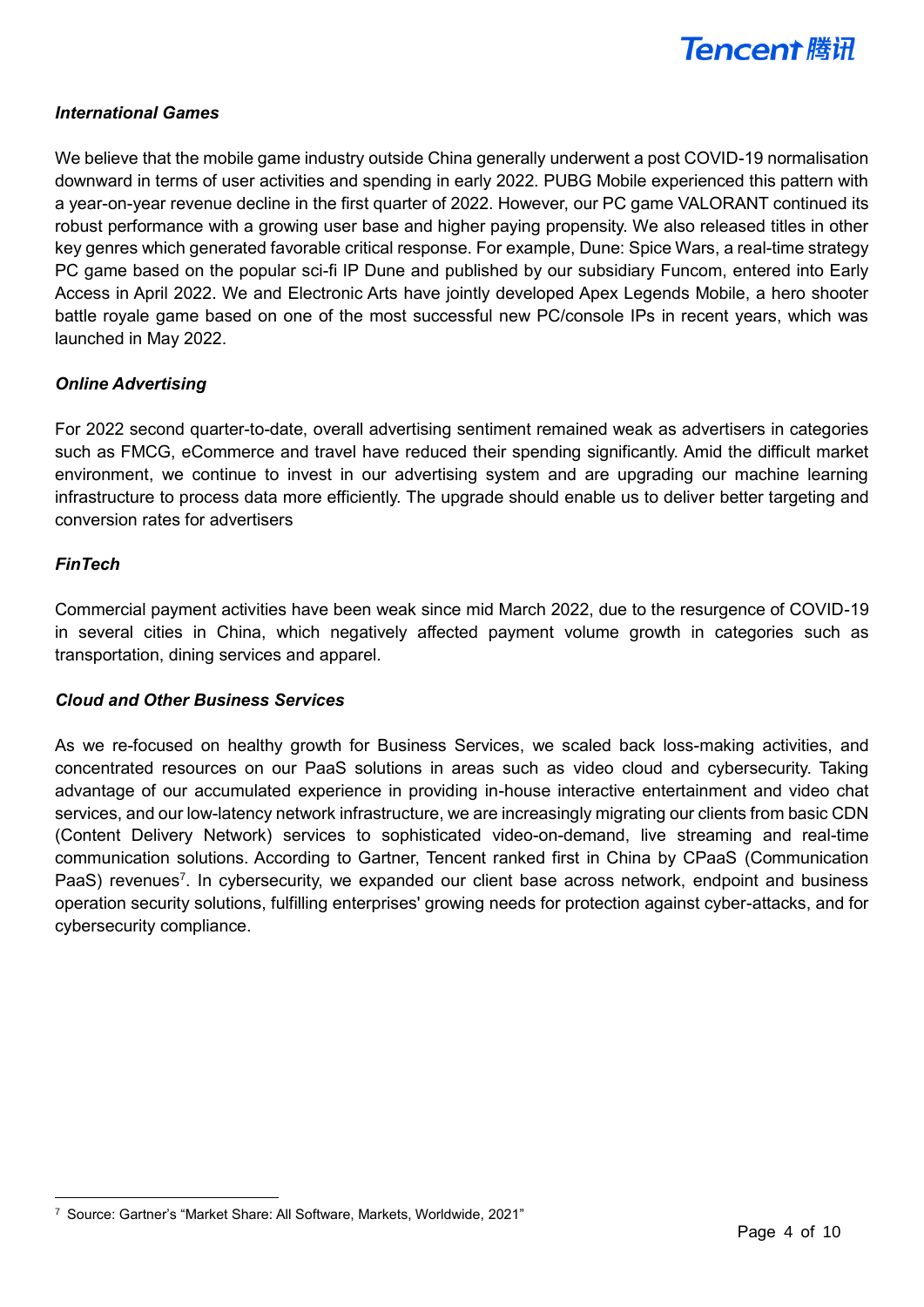***International Games***

We believe that the mobile game industry outside China generally underwent a post COVID-19 normalisation downward in terms of user activities and spending in early 2022. PUBG Mobile experienced this pattern with a year-on-year revenue decline in the first quarter of 2022. However, our PC game VALORANT continued its robust performance with a growing user base and higher paying propensity. We also released titles in other key genres which generated favorable critical response. For example, Dune: Spice Wars, a real-time strategy PC game based on the popular sci-fi IP Dune and published by our subsidiary Funcom, entered into Early Access in April 2022. We and Electronic Arts have jointly developed Apex Legends Mobile, a hero shooter battle royale game based on one of the most successful new PC/console IPs in recent years, which was launched in May 2022.

***Online Advertising***

For 2022 second quarter-to-date, overall advertising sentiment remained weak as advertisers in categories such as FMCG, eCommerce and travel have reduced their spending significantly. Amid the difficult market environment, we continue to invest in our advertising system and are upgrading our machine learning infrastructure to process data more efficiently. The upgrade should enable us to deliver better targeting and conversion rates for advertisers

***FinTech***

Commercial payment activities have been weak since mid March 2022, due to the resurgence of COVID-19 in several cities in China, which negatively affected payment volume growth in categories such as transportation, dining services and apparel.

***Cloud and Other Business Services***

As we re-focused on healthy growth for Business Services, we scaled back loss-making activities, and concentrated resources on our PaaS solutions in areas such as video cloud and cybersecurity. Taking advantage of our accumulated experience in providing in-house interactive entertainment and video chat services, and our low-latency network infrastructure, we are increasingly migrating our clients from basic CDN (Content Delivery Network) services to sophisticated video-on-demand, live streaming and real-time communication solutions. According to Gartner, Tencent ranked first in China by CPaaS (Communication PaaS) revenues[7]. In cybersecurity, we expanded our client base across network, endpoint and business operation security solutions, fulfilling enterprises' growing needs for protection against cyber-attacks, and for cybersecurity compliance.

[7] Source: Gartner's "Market Share: All Software, Markets, Worldwide, 2021"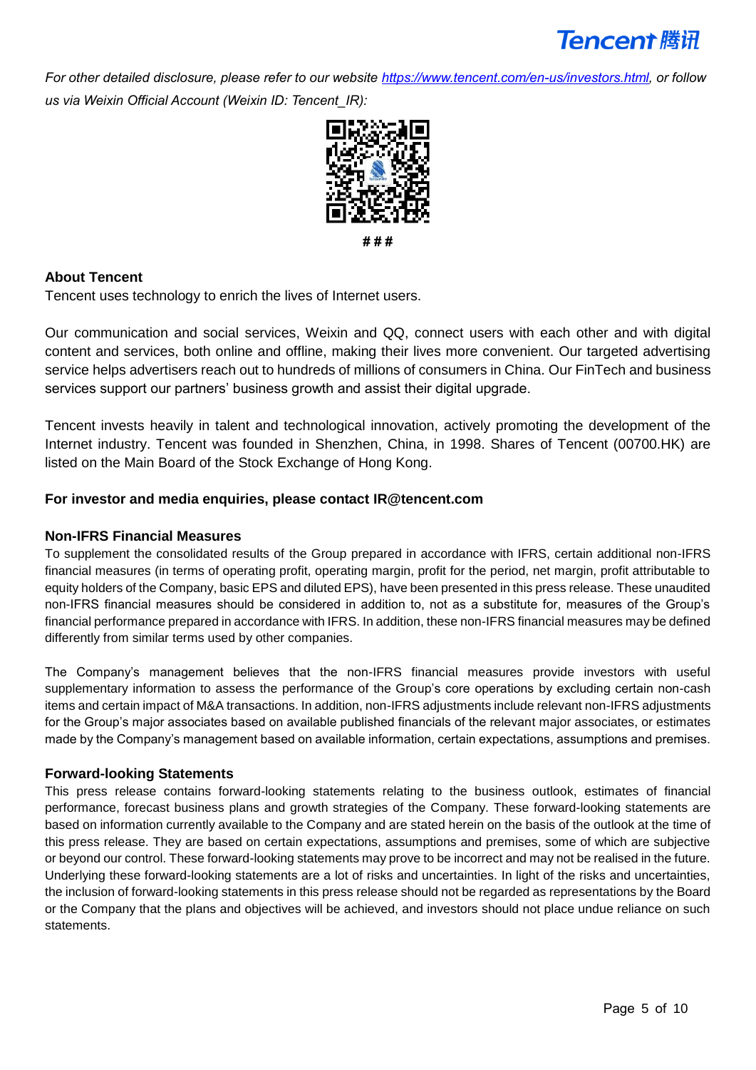*For other detailed disclosure, please refer to our website https://www.tencent.com/en-us/investors.html, or follow us via Weixin Official Account (Weixin ID: Tencent_IR):*

# # #

## About Tencent

Tencent uses technology to enrich the lives of Internet users.

Our communication and social services, Weixin and QQ, connect users with each other and with digital content and services, both online and offline, making their lives more convenient. Our targeted advertising service helps advertisers reach out to hundreds of millions of consumers in China. Our FinTech and business services support our partners' business growth and assist their digital upgrade.

Tencent invests heavily in talent and technological innovation, actively promoting the development of the Internet industry. Tencent was founded in Shenzhen, China, in 1998. Shares of Tencent (00700.HK) are listed on the Main Board of the Stock Exchange of Hong Kong.

**For investor and media enquiries, please contact IR@tencent.com**

## Non-IFRS Financial Measures

To supplement the consolidated results of the Group prepared in accordance with IFRS, certain additional non-IFRS financial measures (in terms of operating profit, operating margin, profit for the period, net margin, profit attributable to equity holders of the Company, basic EPS and diluted EPS), have been presented in this press release. These unaudited non-IFRS financial measures should be considered in addition to, not as a substitute for, measures of the Group's financial performance prepared in accordance with IFRS. In addition, these non-IFRS financial measures may be defined differently from similar terms used by other companies.

The Company's management believes that the non-IFRS financial measures provide investors with useful supplementary information to assess the performance of the Group's core operations by excluding certain non-cash items and certain impact of M&A transactions. In addition, non-IFRS adjustments include relevant non-IFRS adjustments for the Group's major associates based on available published financials of the relevant major associates, or estimates made by the Company's management based on available information, certain expectations, assumptions and premises.

## Forward-looking Statements

This press release contains forward-looking statements relating to the business outlook, estimates of financial performance, forecast business plans and growth strategies of the Company. These forward-looking statements are based on information currently available to the Company and are stated herein on the basis of the outlook at the time of this press release. They are based on certain expectations, assumptions and premises, some of which are subjective or beyond our control. These forward-looking statements may prove to be incorrect and may not be realised in the future. Underlying these forward-looking statements are a lot of risks and uncertainties. In light of the risks and uncertainties, the inclusion of forward-looking statements in this press release should not be regarded as representations by the Board or the Company that the plans and objectives will be achieved, and investors should not place undue reliance on such statements.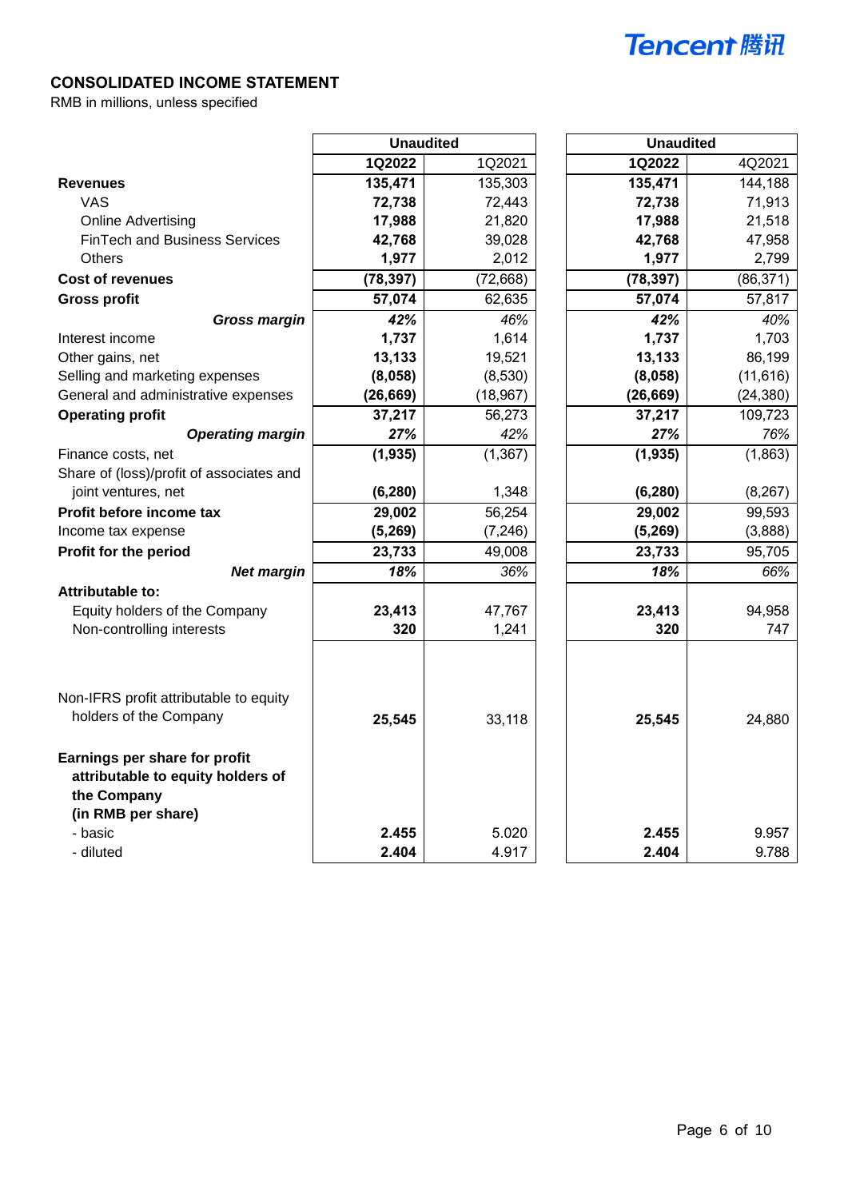## CONSOLIDATED INCOME STATEMENT

RMB in millions, unless specified

| | Unaudited | | Unaudited | |
|---|---|---|---|---|
| | **1Q2022** | 1Q2021 | **1Q2022** | 4Q2021 |
| **Revenues** | **135,471** | 135,303 | **135,471** | 144,188 |
| VAS | **72,738** | 72,443 | **72,738** | 71,913 |
| Online Advertising | **17,988** | 21,820 | **17,988** | 21,518 |
| FinTech and Business Services | **42,768** | 39,028 | **42,768** | 47,958 |
| Others | **1,977** | 2,012 | **1,977** | 2,799 |
| **Cost of revenues** | **(78,397)** | (72,668) | **(78,397)** | (86,371) |
| **Gross profit** | **57,074** | 62,635 | **57,074** | 57,817 |
| ***Gross margin*** | ***42%*** | *46%* | ***42%*** | *40%* |
| Interest income | **1,737** | 1,614 | **1,737** | 1,703 |
| Other gains, net | **13,133** | 19,521 | **13,133** | 86,199 |
| Selling and marketing expenses | **(8,058)** | (8,530) | **(8,058)** | (11,616) |
| General and administrative expenses | **(26,669)** | (18,967) | **(26,669)** | (24,380) |
| **Operating profit** | **37,217** | 56,273 | **37,217** | 109,723 |
| ***Operating margin*** | ***27%*** | *42%* | ***27%*** | *76%* |
| Finance costs, net | **(1,935)** | (1,367) | **(1,935)** | (1,863) |
| Share of (loss)/profit of associates and joint ventures, net | **(6,280)** | 1,348 | **(6,280)** | (8,267) |
| **Profit before income tax** | **29,002** | 56,254 | **29,002** | 99,593 |
| Income tax expense | **(5,269)** | (7,246) | **(5,269)** | (3,888) |
| **Profit for the period** | **23,733** | 49,008 | **23,733** | 95,705 |
| ***Net margin*** | ***18%*** | *36%* | ***18%*** | *66%* |
| **Attributable to:** | | | | |
| Equity holders of the Company | **23,413** | 47,767 | **23,413** | 94,958 |
| Non-controlling interests | **320** | 1,241 | **320** | 747 |
| Non-IFRS profit attributable to equity holders of the Company | **25,545** | 33,118 | **25,545** | 24,880 |
| **Earnings per share for profit attributable to equity holders of the Company (in RMB per share)** | | | | |
| - basic | **2.455** | 5.020 | **2.455** | 9.957 |
| - diluted | **2.404** | 4.917 | **2.404** | 9.788 |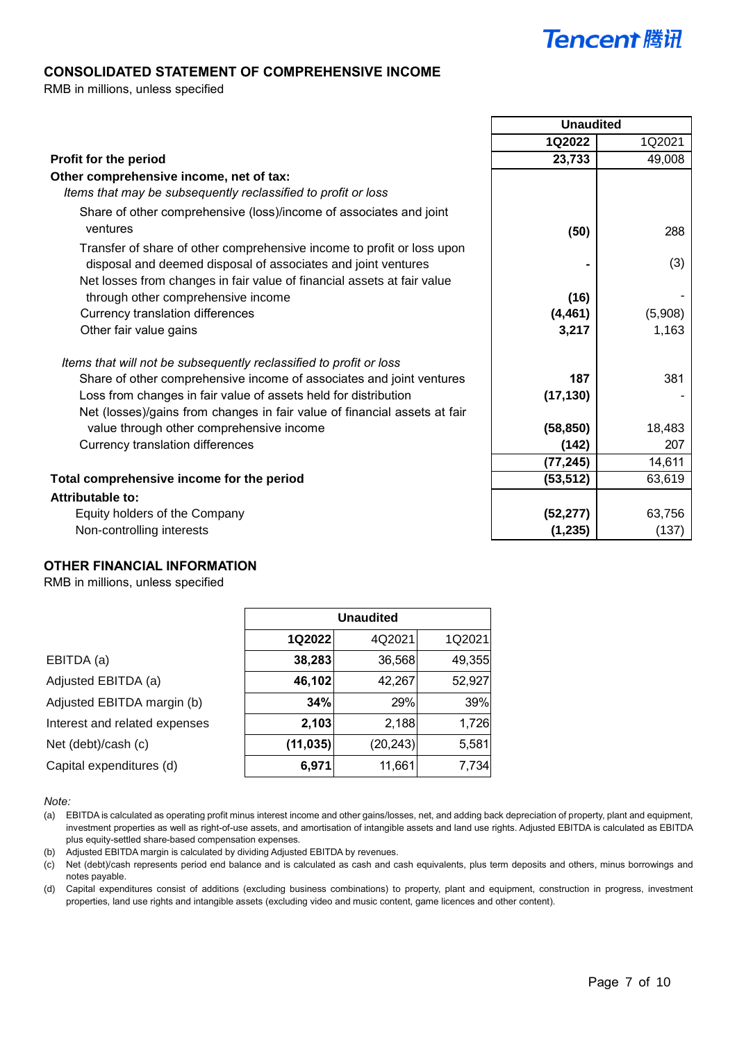## CONSOLIDATED STATEMENT OF COMPREHENSIVE INCOME

RMB in millions, unless specified

| | Unaudited | |
|---|---|---|
| | **1Q2022** | 1Q2021 |
| **Profit for the period** | **23,733** | 49,008 |
| **Other comprehensive income, net of tax:** | | |
| *Items that may be subsequently reclassified to profit or loss* | | |
| Share of other comprehensive (loss)/income of associates and joint ventures | **(50)** | 288 |
| Transfer of share of other comprehensive income to profit or loss upon disposal and deemed disposal of associates and joint ventures | **-** | (3) |
| Net losses from changes in fair value of financial assets at fair value through other comprehensive income | **(16)** | - |
| Currency translation differences | **(4,461)** | (5,908) |
| Other fair value gains | **3,217** | 1,163 |
| *Items that will not be subsequently reclassified to profit or loss* | | |
| Share of other comprehensive income of associates and joint ventures | **187** | 381 |
| Loss from changes in fair value of assets held for distribution | **(17,130)** | - |
| Net (losses)/gains from changes in fair value of financial assets at fair value through other comprehensive income | **(58,850)** | 18,483 |
| Currency translation differences | **(142)** | 207 |
| | **(77,245)** | 14,611 |
| **Total comprehensive income for the period** | **(53,512)** | 63,619 |
| **Attributable to:** | | |
| Equity holders of the Company | **(52,277)** | 63,756 |
| Non-controlling interests | **(1,235)** | (137) |

## OTHER FINANCIAL INFORMATION

RMB in millions, unless specified

| | Unaudited | | |
|---|---|---|---|
| | **1Q2022** | 4Q2021 | 1Q2021 |
| EBITDA (a) | **38,283** | 36,568 | 49,355 |
| Adjusted EBITDA (a) | **46,102** | 42,267 | 52,927 |
| Adjusted EBITDA margin (b) | **34%** | 29% | 39% |
| Interest and related expenses | **2,103** | 2,188 | 1,726 |
| Net (debt)/cash (c) | **(11,035)** | (20,243) | 5,581 |
| Capital expenditures (d) | **6,971** | 11,661 | 7,734 |

*Note:*

(a) EBITDA is calculated as operating profit minus interest income and other gains/losses, net, and adding back depreciation of property, plant and equipment, investment properties as well as right-of-use assets, and amortisation of intangible assets and land use rights. Adjusted EBITDA is calculated as EBITDA plus equity-settled share-based compensation expenses.

(b) Adjusted EBITDA margin is calculated by dividing Adjusted EBITDA by revenues.

(c) Net (debt)/cash represents period end balance and is calculated as cash and cash equivalents, plus term deposits and others, minus borrowings and notes payable.

(d) Capital expenditures consist of additions (excluding business combinations) to property, plant and equipment, construction in progress, investment properties, land use rights and intangible assets (excluding video and music content, game licences and other content).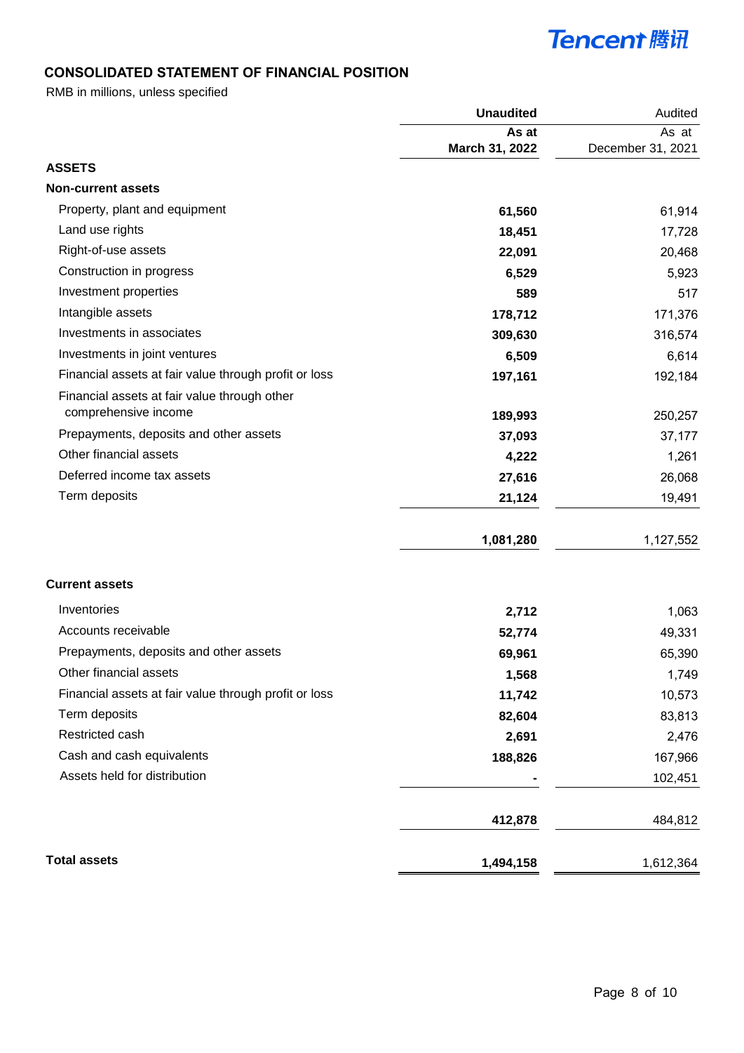## CONSOLIDATED STATEMENT OF FINANCIAL POSITION

RMB in millions, unless specified

| | **Unaudited** | Audited |
|---|---|---|
| | **As at March 31, 2022** | As at December 31, 2021 |
| **ASSETS** | | |
| **Non-current assets** | | |
| Property, plant and equipment | **61,560** | 61,914 |
| Land use rights | **18,451** | 17,728 |
| Right-of-use assets | **22,091** | 20,468 |
| Construction in progress | **6,529** | 5,923 |
| Investment properties | **589** | 517 |
| Intangible assets | **178,712** | 171,376 |
| Investments in associates | **309,630** | 316,574 |
| Investments in joint ventures | **6,509** | 6,614 |
| Financial assets at fair value through profit or loss | **197,161** | 192,184 |
| Financial assets at fair value through other comprehensive income | **189,993** | 250,257 |
| Prepayments, deposits and other assets | **37,093** | 37,177 |
| Other financial assets | **4,222** | 1,261 |
| Deferred income tax assets | **27,616** | 26,068 |
| Term deposits | **21,124** | 19,491 |
| | **1,081,280** | 1,127,552 |
| **Current assets** | | |
| Inventories | **2,712** | 1,063 |
| Accounts receivable | **52,774** | 49,331 |
| Prepayments, deposits and other assets | **69,961** | 65,390 |
| Other financial assets | **1,568** | 1,749 |
| Financial assets at fair value through profit or loss | **11,742** | 10,573 |
| Term deposits | **82,604** | 83,813 |
| Restricted cash | **2,691** | 2,476 |
| Cash and cash equivalents | **188,826** | 167,966 |
| Assets held for distribution | **-** | 102,451 |
| | **412,878** | 484,812 |
| **Total assets** | **1,494,158** | 1,612,364 |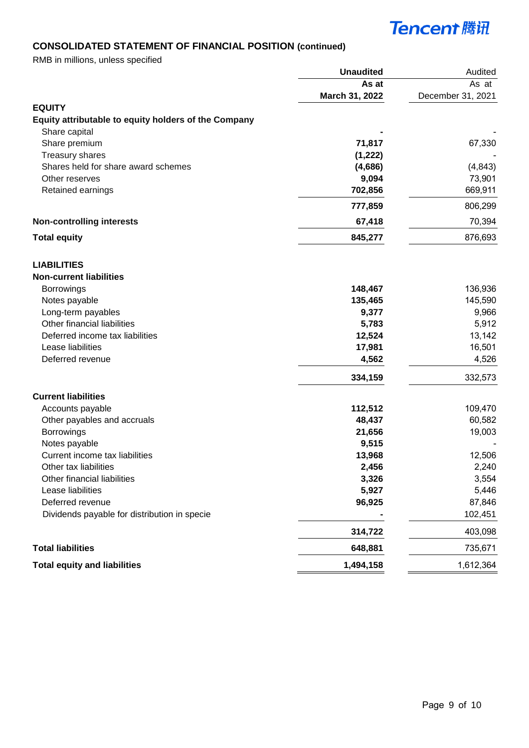## CONSOLIDATED STATEMENT OF FINANCIAL POSITION (continued)

RMB in millions, unless specified

| | **Unaudited** | Audited |
|---|---|---|
| | **As at March 31, 2022** | As at December 31, 2021 |
| **EQUITY** | | |
| **Equity attributable to equity holders of the Company** | | |
| Share capital | **-** | - |
| Share premium | **71,817** | 67,330 |
| Treasury shares | **(1,222)** | - |
| Shares held for share award schemes | **(4,686)** | (4,843) |
| Other reserves | **9,094** | 73,901 |
| Retained earnings | **702,856** | 669,911 |
| | **777,859** | 806,299 |
| **Non-controlling interests** | **67,418** | 70,394 |
| **Total equity** | **845,277** | 876,693 |
| | | |
| **LIABILITIES** | | |
| **Non-current liabilities** | | |
| Borrowings | **148,467** | 136,936 |
| Notes payable | **135,465** | 145,590 |
| Long-term payables | **9,377** | 9,966 |
| Other financial liabilities | **5,783** | 5,912 |
| Deferred income tax liabilities | **12,524** | 13,142 |
| Lease liabilities | **17,981** | 16,501 |
| Deferred revenue | **4,562** | 4,526 |
| | **334,159** | 332,573 |
| **Current liabilities** | | |
| Accounts payable | **112,512** | 109,470 |
| Other payables and accruals | **48,437** | 60,582 |
| Borrowings | **21,656** | 19,003 |
| Notes payable | **9,515** | - |
| Current income tax liabilities | **13,968** | 12,506 |
| Other tax liabilities | **2,456** | 2,240 |
| Other financial liabilities | **3,326** | 3,554 |
| Lease liabilities | **5,927** | 5,446 |
| Deferred revenue | **96,925** | 87,846 |
| Dividends payable for distribution in specie | **-** | 102,451 |
| | **314,722** | 403,098 |
| **Total liabilities** | **648,881** | 735,671 |
| **Total equity and liabilities** | **1,494,158** | 1,612,364 |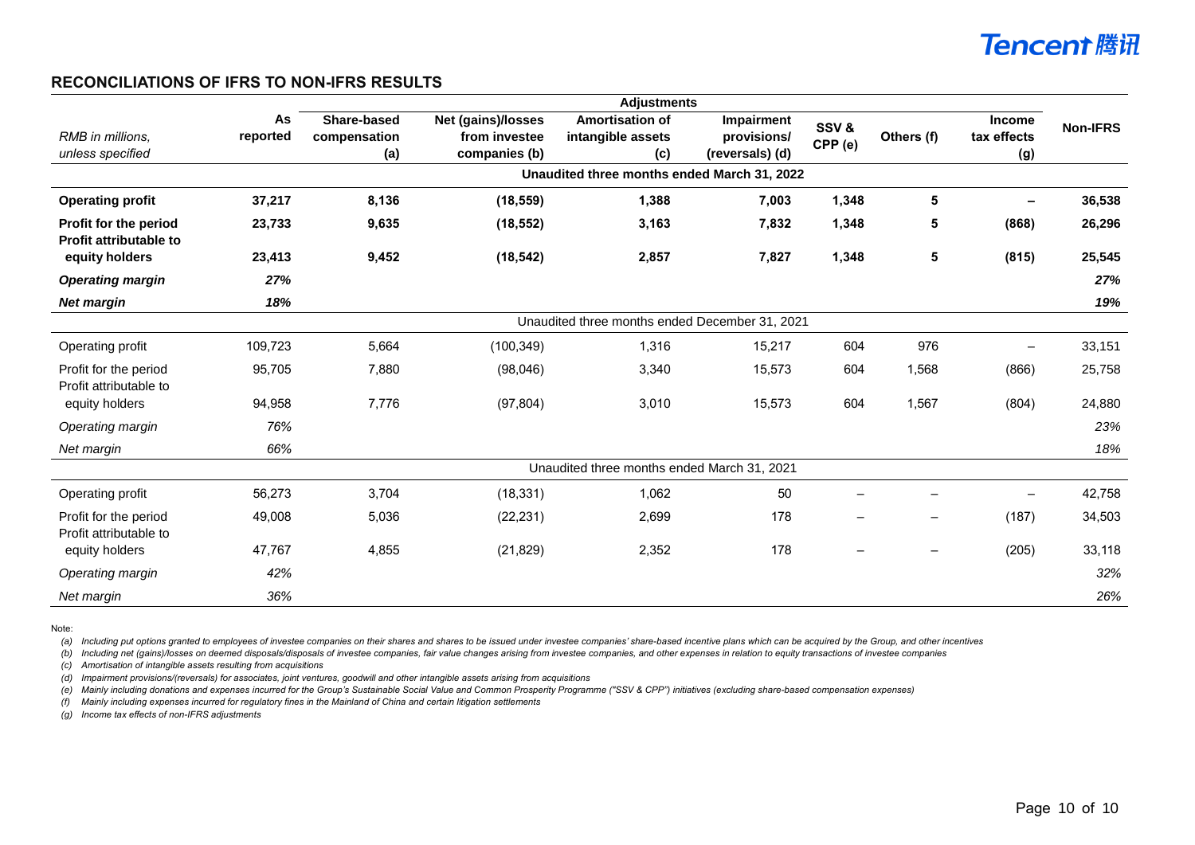## RECONCILIATIONS OF IFRS TO NON-IFRS RESULTS

| *RMB in millions, unless specified* | As reported | Adjustments | | | | | | | | Non-IFRS |
|---|---|---|---|---|---|---|---|---|---|---|
| | | Share-based compensation (a) | Net (gains)/losses from investee companies (b) | Amortisation of intangible assets (c) | Impairment provisions/ (reversals) (d) | SSV & CPP (e) | Others (f) | Income tax effects (g) | | |
| | | | | **Unaudited three months ended March 31, 2022** | | | | | | |
| **Operating profit** | **37,217** | **8,136** | **(18,559)** | **1,388** | **7,003** | **1,348** | **5** | **–** | | **36,538** |
| **Profit for the period** | **23,733** | **9,635** | **(18,552)** | **3,163** | **7,832** | **1,348** | **5** | **(868)** | | **26,296** |
| **Profit attributable to equity holders** | **23,413** | **9,452** | **(18,542)** | **2,857** | **7,827** | **1,348** | **5** | **(815)** | | **25,545** |
| ***Operating margin*** | ***27%*** | | | | | | | | | ***27%*** |
| ***Net margin*** | ***18%*** | | | | | | | | | ***19%*** |
| | | | | Unaudited three months ended December 31, 2021 | | | | | | |
| Operating profit | 109,723 | 5,664 | (100,349) | 1,316 | 15,217 | 604 | 976 | – | | 33,151 |
| Profit for the period | 95,705 | 7,880 | (98,046) | 3,340 | 15,573 | 604 | 1,568 | (866) | | 25,758 |
| Profit attributable to equity holders | 94,958 | 7,776 | (97,804) | 3,010 | 15,573 | 604 | 1,567 | (804) | | 24,880 |
| *Operating margin* | *76%* | | | | | | | | | *23%* |
| *Net margin* | *66%* | | | | | | | | | *18%* |
| | | | | Unaudited three months ended March 31, 2021 | | | | | | |
| Operating profit | 56,273 | 3,704 | (18,331) | 1,062 | 50 | – | – | – | | 42,758 |
| Profit for the period | 49,008 | 5,036 | (22,231) | 2,699 | 178 | – | – | (187) | | 34,503 |
| Profit attributable to equity holders | 47,767 | 4,855 | (21,829) | 2,352 | 178 | – | – | (205) | | 33,118 |
| *Operating margin* | *42%* | | | | | | | | | *32%* |
| *Net margin* | *36%* | | | | | | | | | *26%* |

Note:

*(a) Including put options granted to employees of investee companies on their shares and shares to be issued under investee companies' share-based incentive plans which can be acquired by the Group, and other incentives*

*(b) Including net (gains)/losses on deemed disposals/disposals of investee companies, fair value changes arising from investee companies, and other expenses in relation to equity transactions of investee companies*

*(c) Amortisation of intangible assets resulting from acquisitions*

*(d) Impairment provisions/(reversals) for associates, joint ventures, goodwill and other intangible assets arising from acquisitions*

*(e) Mainly including donations and expenses incurred for the Group's Sustainable Social Value and Common Prosperity Programme ("SSV & CPP") initiatives (excluding share-based compensation expenses)*

*(f) Mainly including expenses incurred for regulatory fines in the Mainland of China and certain litigation settlements*

*(g) Income tax effects of non-IFRS adjustments*